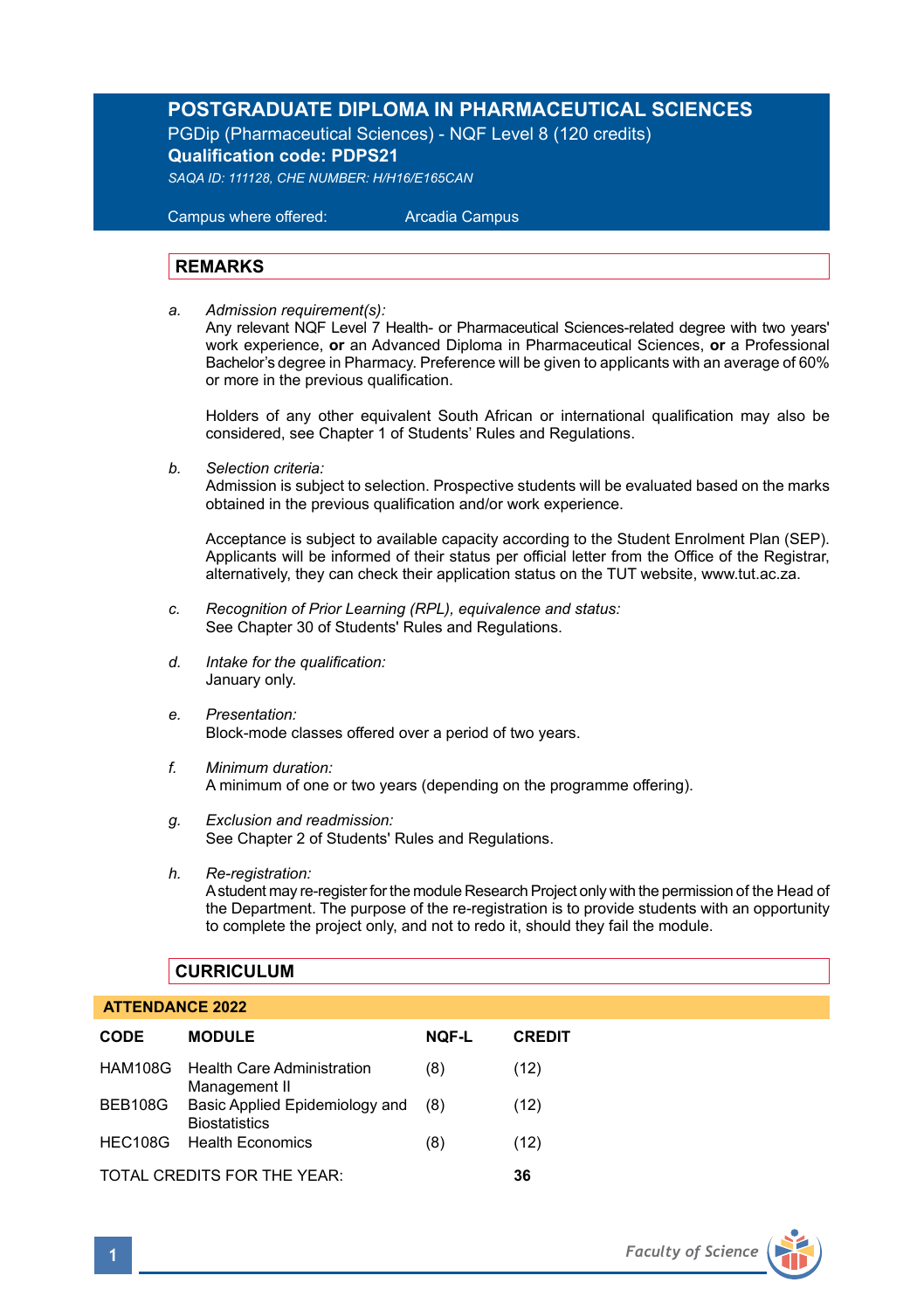# POSTGRADUATE DIPLOMA IN PHARMACEUTICAL SCIENCES

PGDip (Pharmaceutical Sciences) - NQF Level 8 (120 credits)
**Qualification code: PDPS21**
*SAQA ID: 111128, CHE NUMBER: H/H16/E165CAN*

Campus where offered: Arcadia Campus

## REMARKS

a. *Admission requirement(s):*
Any relevant NQF Level 7 Health- or Pharmaceutical Sciences-related degree with two years' work experience, **or** an Advanced Diploma in Pharmaceutical Sciences, **or** a Professional Bachelor's degree in Pharmacy. Preference will be given to applicants with an average of 60% or more in the previous qualification.

Holders of any other equivalent South African or international qualification may also be considered, see Chapter 1 of Students' Rules and Regulations.

b. *Selection criteria:*
Admission is subject to selection. Prospective students will be evaluated based on the marks obtained in the previous qualification and/or work experience.

Acceptance is subject to available capacity according to the Student Enrolment Plan (SEP). Applicants will be informed of their status per official letter from the Office of the Registrar, alternatively, they can check their application status on the TUT website, www.tut.ac.za.

c. *Recognition of Prior Learning (RPL), equivalence and status:*
See Chapter 30 of Students' Rules and Regulations.

d. *Intake for the qualification:*
January only.

e. *Presentation:*
Block-mode classes offered over a period of two years.

f. *Minimum duration:*
A minimum of one or two years (depending on the programme offering).

g. *Exclusion and readmission:*
See Chapter 2 of Students' Rules and Regulations.

h. *Re-registration:*
A student may re-register for the module Research Project only with the permission of the Head of the Department. The purpose of the re-registration is to provide students with an opportunity to complete the project only, and not to redo it, should they fail the module.

## CURRICULUM

**ATTENDANCE 2022**

| CODE | MODULE | NQF-L | CREDIT |
|---|---|---|---|
| HAM108G | Health Care Administration Management II | (8) | (12) |
| BEB108G | Basic Applied Epidemiology and Biostatistics | (8) | (12) |
| HEC108G | Health Economics | (8) | (12) |
| TOTAL CREDITS FOR THE YEAR: | | | **36** |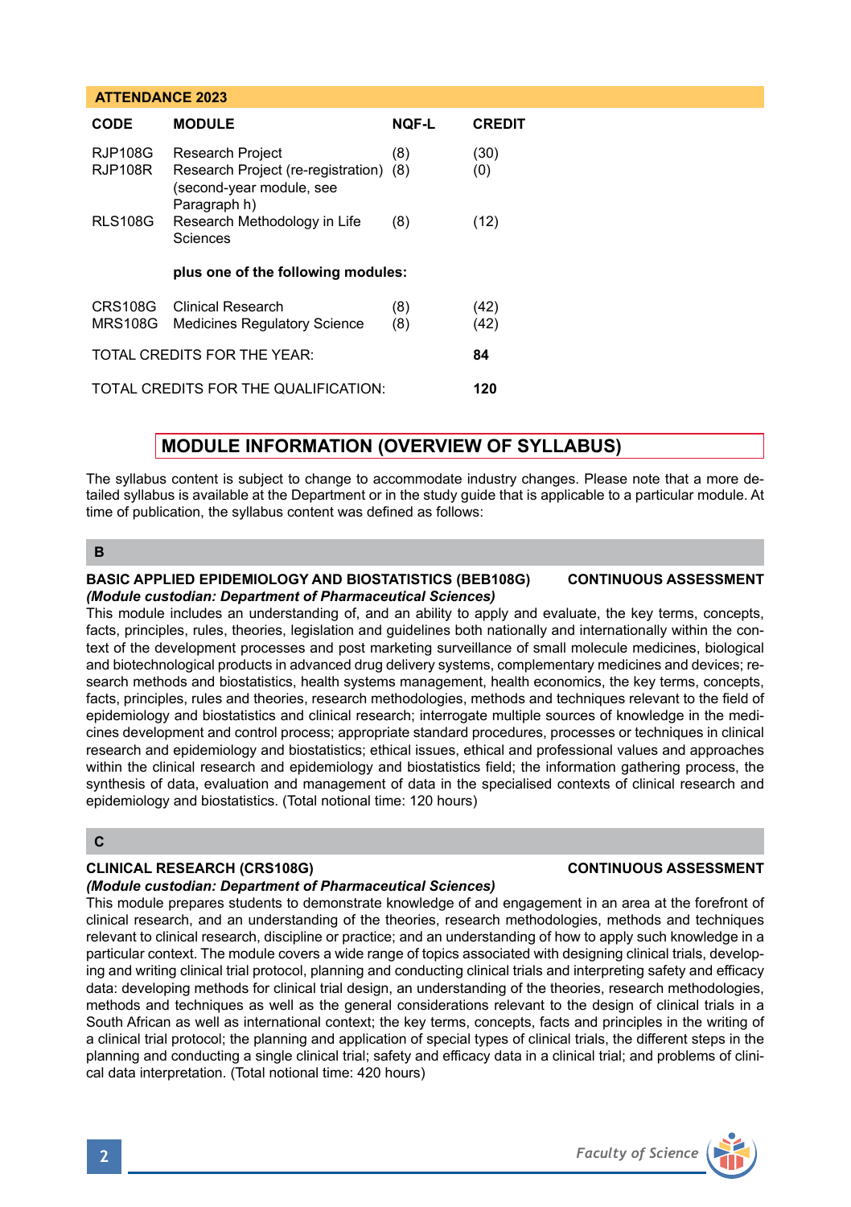**ATTENDANCE 2023**

| CODE | MODULE | NQF-L | CREDIT |
|---|---|---|---|
| RJP108G | Research Project | (8) | (30) |
| RJP108R | Research Project (re-registration) (second-year module, see Paragraph h) | (8) | (0) |
| RLS108G | Research Methodology in Life Sciences | (8) | (12) |
| | **plus one of the following modules:** | | |
| CRS108G | Clinical Research | (8) | (42) |
| MRS108G | Medicines Regulatory Science | (8) | (42) |
| TOTAL CREDITS FOR THE YEAR: | | | **84** |
| TOTAL CREDITS FOR THE QUALIFICATION: | | | **120** |

## MODULE INFORMATION (OVERVIEW OF SYLLABUS)

The syllabus content is subject to change to accommodate industry changes. Please note that a more detailed syllabus is available at the Department or in the study guide that is applicable to a particular module. At time of publication, the syllabus content was defined as follows:

### B

**BASIC APPLIED EPIDEMIOLOGY AND BIOSTATISTICS (BEB108G) CONTINUOUS ASSESSMENT**
***(Module custodian: Department of Pharmaceutical Sciences)***
This module includes an understanding of, and an ability to apply and evaluate, the key terms, concepts, facts, principles, rules, theories, legislation and guidelines both nationally and internationally within the context of the development processes and post marketing surveillance of small molecule medicines, biological and biotechnological products in advanced drug delivery systems, complementary medicines and devices; research methods and biostatistics, health systems management, health economics, the key terms, concepts, facts, principles, rules and theories, research methodologies, methods and techniques relevant to the field of epidemiology and biostatistics and clinical research; interrogate multiple sources of knowledge in the medicines development and control process; appropriate standard procedures, processes or techniques in clinical research and epidemiology and biostatistics; ethical issues, ethical and professional values and approaches within the clinical research and epidemiology and biostatistics field; the information gathering process, the synthesis of data, evaluation and management of data in the specialised contexts of clinical research and epidemiology and biostatistics. (Total notional time: 120 hours)

### C

**CLINICAL RESEARCH (CRS108G) CONTINUOUS ASSESSMENT**
***(Module custodian: Department of Pharmaceutical Sciences)***
This module prepares students to demonstrate knowledge of and engagement in an area at the forefront of clinical research, and an understanding of the theories, research methodologies, methods and techniques relevant to clinical research, discipline or practice; and an understanding of how to apply such knowledge in a particular context. The module covers a wide range of topics associated with designing clinical trials, developing and writing clinical trial protocol, planning and conducting clinical trials and interpreting safety and efficacy data: developing methods for clinical trial design, an understanding of the theories, research methodologies, methods and techniques as well as the general considerations relevant to the design of clinical trials in a South African as well as international context; the key terms, concepts, facts and principles in the writing of a clinical trial protocol; the planning and application of special types of clinical trials, the different steps in the planning and conducting a single clinical trial; safety and efficacy data in a clinical trial; and problems of clinical data interpretation. (Total notional time: 420 hours)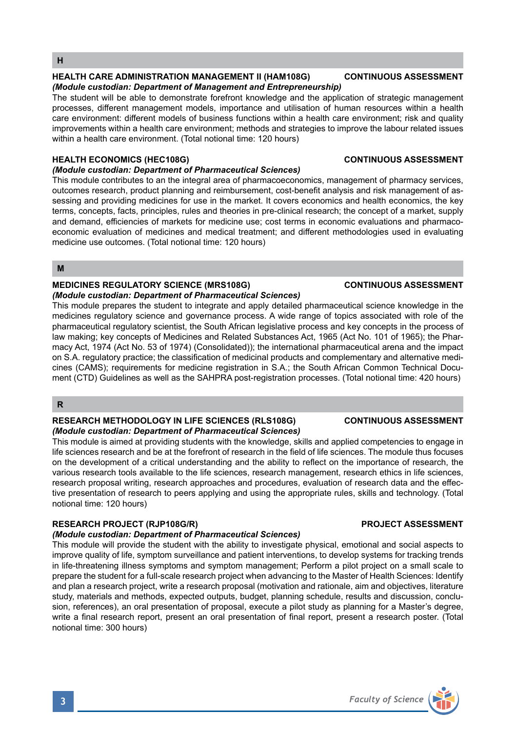## H

**HEALTH CARE ADMINISTRATION MANAGEMENT II (HAM108G) CONTINUOUS ASSESSMENT**
***(Module custodian: Department of Management and Entrepreneurship)***

The student will be able to demonstrate forefront knowledge and the application of strategic management processes, different management models, importance and utilisation of human resources within a health care environment: different models of business functions within a health care environment; risk and quality improvements within a health care environment; methods and strategies to improve the labour related issues within a health care environment. (Total notional time: 120 hours)

**HEALTH ECONOMICS (HEC108G) CONTINUOUS ASSESSMENT**
***(Module custodian: Department of Pharmaceutical Sciences)***

This module contributes to an the integral area of pharmacoeconomics, management of pharmacy services, outcomes research, product planning and reimbursement, cost-benefit analysis and risk management of assessing and providing medicines for use in the market. It covers economics and health economics, the key terms, concepts, facts, principles, rules and theories in pre-clinical research; the concept of a market, supply and demand, efficiencies of markets for medicine use; cost terms in economic evaluations and pharmacoeconomic evaluation of medicines and medical treatment; and different methodologies used in evaluating medicine use outcomes. (Total notional time: 120 hours)

## M

**MEDICINES REGULATORY SCIENCE (MRS108G) CONTINUOUS ASSESSMENT**
***(Module custodian: Department of Pharmaceutical Sciences)***

This module prepares the student to integrate and apply detailed pharmaceutical science knowledge in the medicines regulatory science and governance process. A wide range of topics associated with role of the pharmaceutical regulatory scientist, the South African legislative process and key concepts in the process of law making; key concepts of Medicines and Related Substances Act, 1965 (Act No. 101 of 1965); the Pharmacy Act, 1974 (Act No. 53 of 1974) (Consolidated)); the international pharmaceutical arena and the impact on S.A. regulatory practice; the classification of medicinal products and complementary and alternative medicines (CAMS); requirements for medicine registration in S.A.; the South African Common Technical Document (CTD) Guidelines as well as the SAHPRA post-registration processes. (Total notional time: 420 hours)

## R

**RESEARCH METHODOLOGY IN LIFE SCIENCES (RLS108G) CONTINUOUS ASSESSMENT**
***(Module custodian: Department of Pharmaceutical Sciences)***

This module is aimed at providing students with the knowledge, skills and applied competencies to engage in life sciences research and be at the forefront of research in the field of life sciences. The module thus focuses on the development of a critical understanding and the ability to reflect on the importance of research, the various research tools available to the life sciences, research management, research ethics in life sciences, research proposal writing, research approaches and procedures, evaluation of research data and the effective presentation of research to peers applying and using the appropriate rules, skills and technology. (Total notional time: 120 hours)

**RESEARCH PROJECT (RJP108G/R) PROJECT ASSESSMENT**
***(Module custodian: Department of Pharmaceutical Sciences)***

This module will provide the student with the ability to investigate physical, emotional and social aspects to improve quality of life, symptom surveillance and patient interventions, to develop systems for tracking trends in life-threatening illness symptoms and symptom management; Perform a pilot project on a small scale to prepare the student for a full-scale research project when advancing to the Master of Health Sciences: Identify and plan a research project, write a research proposal (motivation and rationale, aim and objectives, literature study, materials and methods, expected outputs, budget, planning schedule, results and discussion, conclusion, references), an oral presentation of proposal, execute a pilot study as planning for a Master's degree, write a final research report, present an oral presentation of final report, present a research poster. (Total notional time: 300 hours)